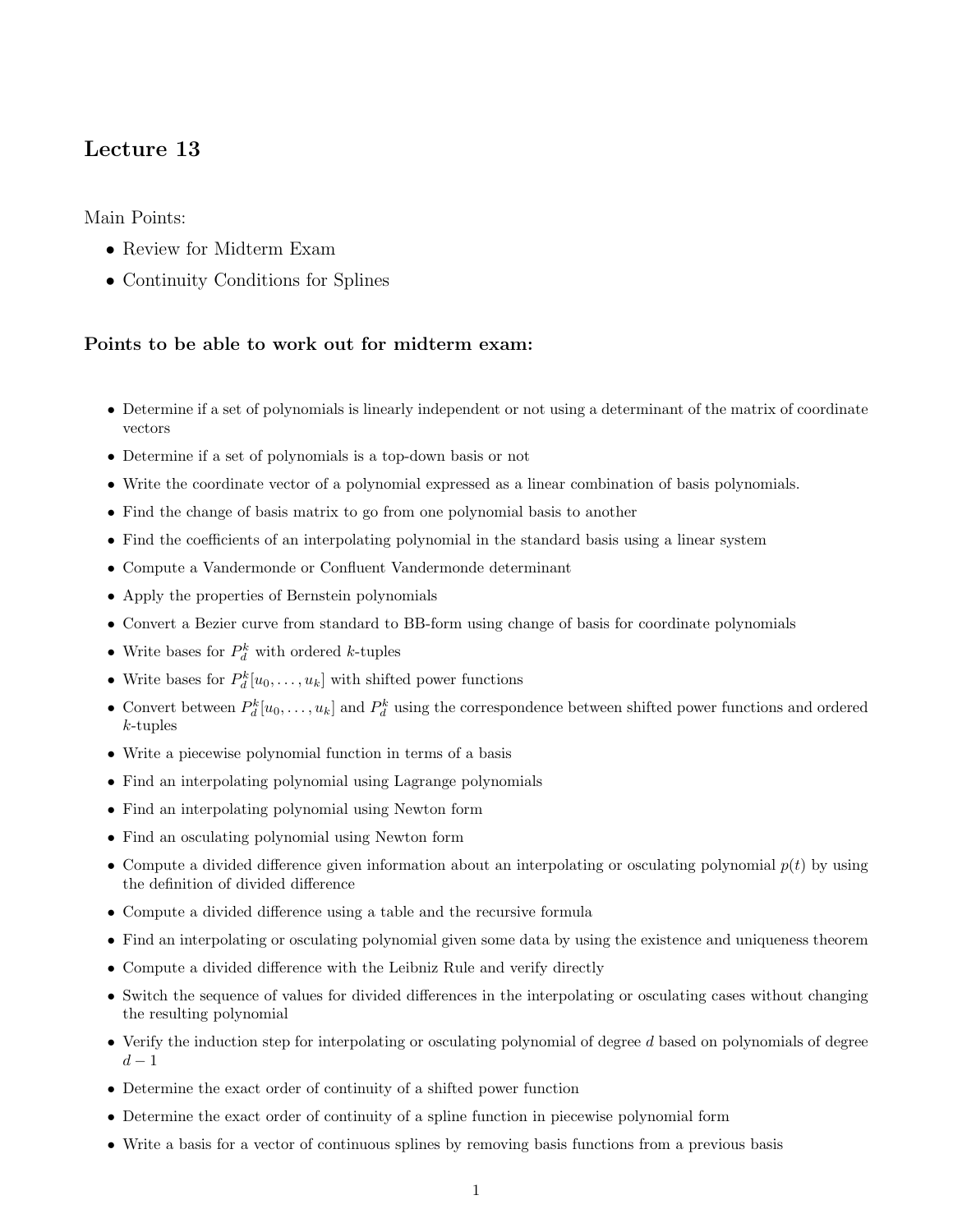# Lecture 13

Main Points:

- Review for Midterm Exam
- Continuity Conditions for Splines

### Points to be able to work out for midterm exam:

- Determine if a set of polynomials is linearly independent or not using a determinant of the matrix of coordinate vectors
- Determine if a set of polynomials is a top-down basis or not
- Write the coordinate vector of a polynomial expressed as a linear combination of basis polynomials.
- Find the change of basis matrix to go from one polynomial basis to another
- Find the coefficients of an interpolating polynomial in the standard basis using a linear system
- Compute a Vandermonde or Confluent Vandermonde determinant
- Apply the properties of Bernstein polynomials
- Convert a Bezier curve from standard to BB-form using change of basis for coordinate polynomials
- Write bases for $P_d^k$ with ordered $k$-tuples
- Write bases for $P_d^k[u_0, \ldots, u_k]$ with shifted power functions
- Convert between $P_d^k[u_0, \ldots, u_k]$ and $P_d^k$ using the correspondence between shifted power functions and ordered $k$-tuples
- Write a piecewise polynomial function in terms of a basis
- Find an interpolating polynomial using Lagrange polynomials
- Find an interpolating polynomial using Newton form
- Find an osculating polynomial using Newton form
- Compute a divided difference given information about an interpolating or osculating polynomial $p(t)$ by using the definition of divided difference
- Compute a divided difference using a table and the recursive formula
- Find an interpolating or osculating polynomial given some data by using the existence and uniqueness theorem
- Compute a divided difference with the Leibniz Rule and verify directly
- Switch the sequence of values for divided differences in the interpolating or osculating cases without changing the resulting polynomial
- Verify the induction step for interpolating or osculating polynomial of degree $d$ based on polynomials of degree $d-1$
- Determine the exact order of continuity of a shifted power function
- Determine the exact order of continuity of a spline function in piecewise polynomial form
- Write a basis for a vector of continuous splines by removing basis functions from a previous basis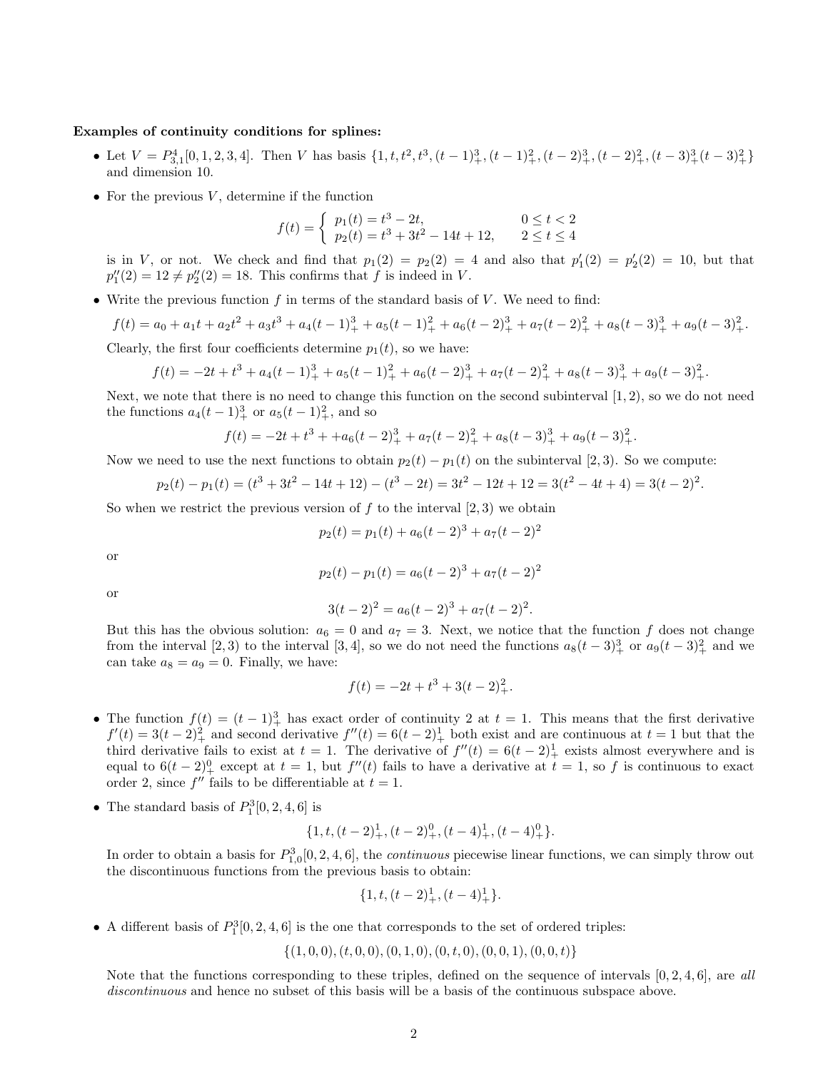**Examples of continuity conditions for splines:**

- Let $V = P^4_{3,1}[0,1,2,3,4]$. Then $V$ has basis $\{1, t, t^2, t^3, (t-1)^3_+, (t-1)^2_+, (t-2)^3_+, (t-2)^2_+, (t-3)^3_+ (t-3)^2_+\}$ and dimension 10.

- For the previous $V$, determine if the function

$$f(t) = \begin{cases} p_1(t) = t^3 - 2t, & 0 \le t < 2 \\ p_2(t) = t^3 + 3t^2 - 14t + 12, & 2 \le t \le 4 \end{cases}$$

is in $V$, or not. We check and find that $p_1(2) = p_2(2) = 4$ and also that $p_1'(2) = p_2'(2) = 10$, but that $p_1''(2) = 12 \ne p_2''(2) = 18$. This confirms that $f$ is indeed in $V$.

- Write the previous function $f$ in terms of the standard basis of $V$. We need to find:

$$f(t) = a_0 + a_1 t + a_2 t^2 + a_3 t^3 + a_4(t-1)^3_+ + a_5(t-1)^2_+ + a_6(t-2)^3_+ + a_7(t-2)^2_+ + a_8(t-3)^3_+ + a_9(t-3)^2_+.$$

Clearly, the first four coefficients determine $p_1(t)$, so we have:

$$f(t) = -2t + t^3 + a_4(t-1)^3_+ + a_5(t-1)^2_+ + a_6(t-2)^3_+ + a_7(t-2)^2_+ + a_8(t-3)^3_+ + a_9(t-3)^2_+.$$

Next, we note that there is no need to change this function on the second subinterval $[1, 2)$, so we do not need the functions $a_4(t-1)^3_+$ or $a_5(t-1)^2_+$, and so

$$f(t) = -2t + t^3 + +a_6(t-2)^3_+ + a_7(t-2)^2_+ + a_8(t-3)^3_+ + a_9(t-3)^2_+.$$

Now we need to use the next functions to obtain $p_2(t) - p_1(t)$ on the subinterval $[2, 3)$. So we compute:

$$p_2(t) - p_1(t) = (t^3 + 3t^2 - 14t + 12) - (t^3 - 2t) = 3t^2 - 12t + 12 = 3(t^2 - 4t + 4) = 3(t-2)^2.$$

So when we restrict the previous version of $f$ to the interval $[2, 3)$ we obtain

$$p_2(t) = p_1(t) + a_6(t-2)^3 + a_7(t-2)^2$$

or

$$p_2(t) - p_1(t) = a_6(t-2)^3 + a_7(t-2)^2$$

or

$$3(t-2)^2 = a_6(t-2)^3 + a_7(t-2)^2.$$

But this has the obvious solution: $a_6 = 0$ and $a_7 = 3$. Next, we notice that the function $f$ does not change from the interval $[2, 3)$ to the interval $[3, 4]$, so we do not need the functions $a_8(t-3)^3_+$ or $a_9(t-3)^2_+$ and we can take $a_8 = a_9 = 0$. Finally, we have:

$$f(t) = -2t + t^3 + 3(t-2)^2_+.$$

- The function $f(t) = (t-1)^3_+$ has exact order of continuity 2 at $t = 1$. This means that the first derivative $f'(t) = 3(t-2)^2_+$ and second derivative $f''(t) = 6(t-2)^1_+$ both exist and are continuous at $t = 1$ but that the third derivative fails to exist at $t = 1$. The derivative of $f''(t) = 6(t-2)^1_+$ exists almost everywhere and is equal to $6(t-2)^0_+$ except at $t = 1$, but $f''(t)$ fails to have a derivative at $t = 1$, so $f$ is continuous to exact order 2, since $f''$ fails to be differentiable at $t = 1$.

- The standard basis of $P^3_1[0, 2, 4, 6]$ is

$$\{1, t, (t-2)^1_+, (t-2)^0_+, (t-4)^1_+, (t-4)^0_+\}.$$

In order to obtain a basis for $P^3_{1,0}[0, 2, 4, 6]$, the *continuous* piecewise linear functions, we can simply throw out the discontinuous functions from the previous basis to obtain:

$$\{1, t, (t-2)^1_+, (t-4)^1_+\}.$$

- A different basis of $P^3_1[0, 2, 4, 6]$ is the one that corresponds to the set of ordered triples:

$$\{(1, 0, 0), (t, 0, 0), (0, 1, 0), (0, t, 0), (0, 0, 1), (0, 0, t)\}$$

Note that the functions corresponding to these triples, defined on the sequence of intervals $[0, 2, 4, 6]$, are *all discontinuous* and hence no subset of this basis will be a basis of the continuous subspace above.